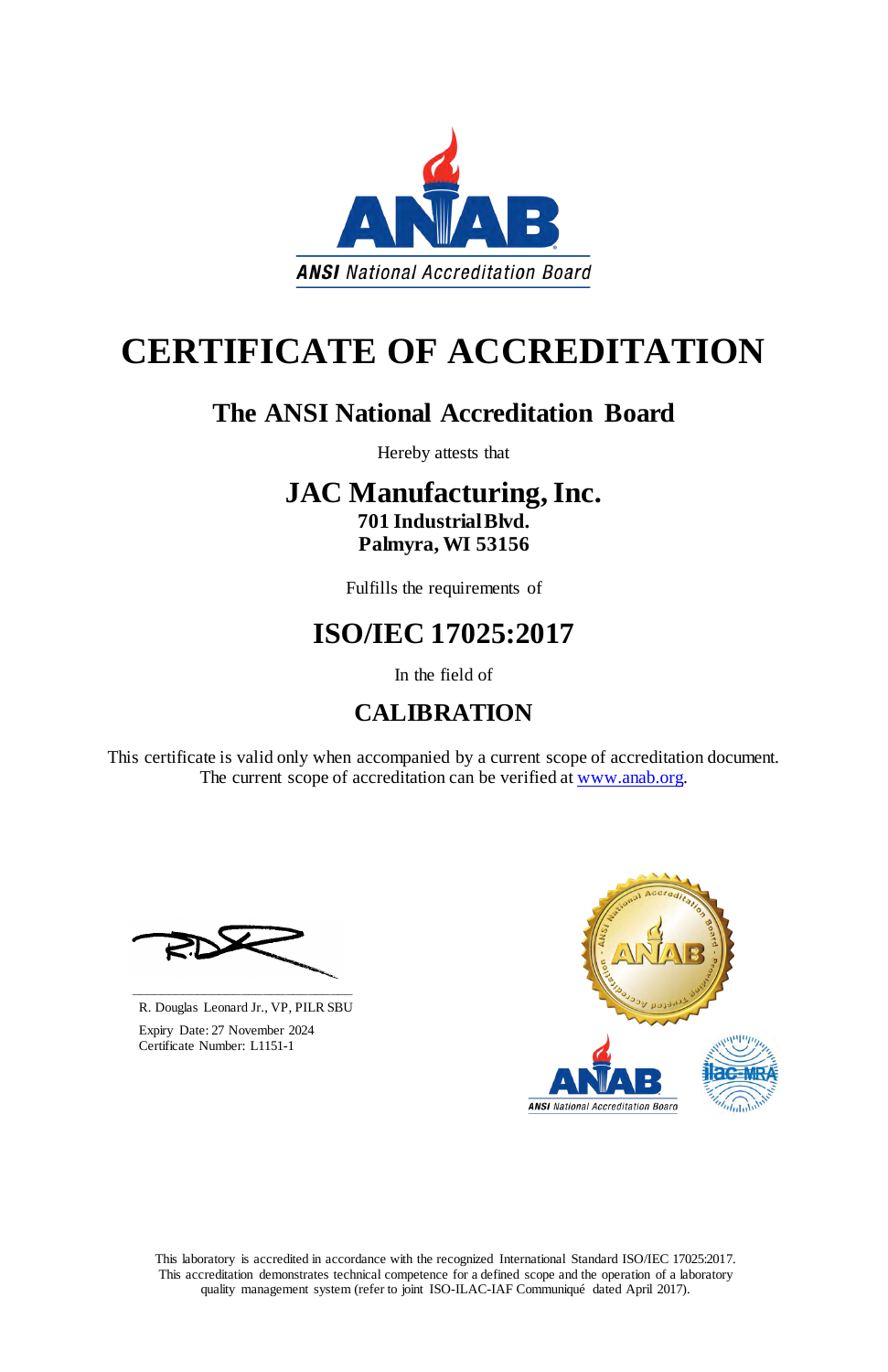ANSI National Accreditation Board

# CERTIFICATE OF ACCREDITATION

## The ANSI National Accreditation Board

Hereby attests that

## JAC Manufacturing, Inc.

**701 Industrial Blvd.**
**Palmyra, WI 53156**

Fulfills the requirements of

## ISO/IEC 17025:2017

In the field of

## CALIBRATION

This certificate is valid only when accompanied by a current scope of accreditation document.
The current scope of accreditation can be verified at www.anab.org.

R. Douglas Leonard Jr., VP, PILR SBU

Expiry Date: 27 November 2024
Certificate Number: L1151-1

This laboratory is accredited in accordance with the recognized International Standard ISO/IEC 17025:2017. This accreditation demonstrates technical competence for a defined scope and the operation of a laboratory quality management system (refer to joint ISO-ILAC-IAF Communiqué dated April 2017).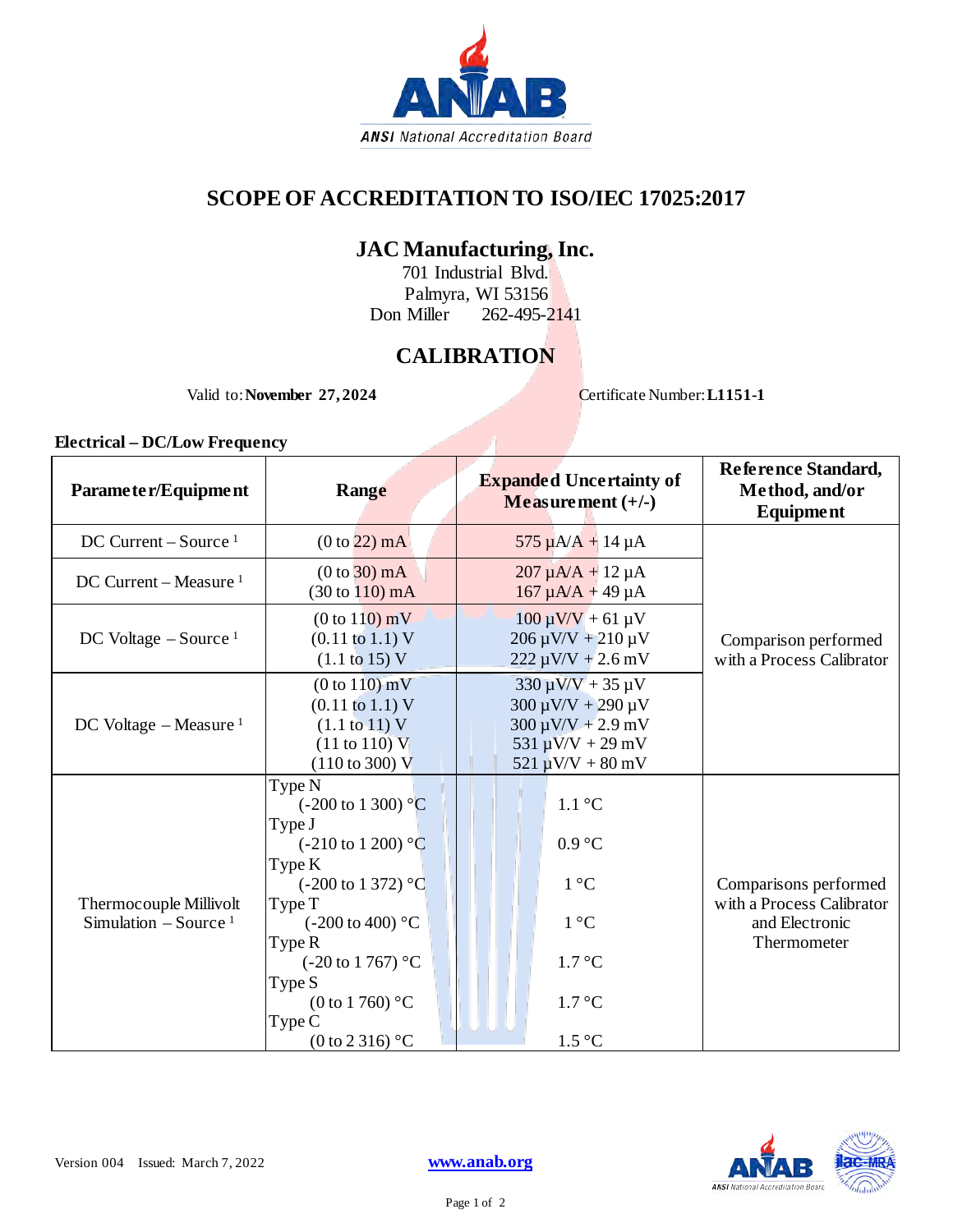# SCOPE OF ACCREDITATION TO ISO/IEC 17025:2017

## JAC Manufacturing, Inc.

701 Industrial Blvd.
Palmyra, WI 53156
Don Miller 262-495-2141

## CALIBRATION

Valid to: **November 27, 2024** Certificate Number: **L1151-1**

### Electrical – DC/Low Frequency

| Parameter/Equipment | Range | Expanded Uncertainty of Measurement (+/-) | Reference Standard, Method, and/or Equipment |
|---|---|---|---|
| DC Current – Source [1] | (0 to 22) mA | 575 µA/A + 14 µA | Comparison performed with a Process Calibrator |
| DC Current – Measure [1] | (0 to 30) mA<br>(30 to 110) mA | 207 µA/A + 12 µA<br>167 µA/A + 49 µA | |
| DC Voltage – Source [1] | (0 to 110) mV<br>(0.11 to 1.1) V<br>(1.1 to 15) V | 100 µV/V + 61 µV<br>206 µV/V + 210 µV<br>222 µV/V + 2.6 mV | |
| DC Voltage – Measure [1] | (0 to 110) mV<br>(0.11 to 1.1) V<br>(1.1 to 11) V<br>(11 to 110) V<br>(110 to 300) V | 330 µV/V + 35 µV<br>300 µV/V + 290 µV<br>300 µV/V + 2.9 mV<br>531 µV/V + 29 mV<br>521 µV/V + 80 mV | |
| Thermocouple Millivolt Simulation – Source [1] | Type N<br>(-200 to 1 300) °C<br>Type J<br>(-210 to 1 200) °C<br>Type K<br>(-200 to 1 372) °C<br>Type T<br>(-200 to 400) °C<br>Type R<br>(-20 to 1 767) °C<br>Type S<br>(0 to 1 760) °C<br>Type C<br>(0 to 2 316) °C | <br>1.1 °C<br><br>0.9 °C<br><br>1 °C<br><br>1 °C<br><br>1.7 °C<br><br>1.7 °C<br><br>1.5 °C | Comparisons performed with a Process Calibrator and Electronic Thermometer |

Version 004 Issued: March 7, 2022

www.anab.org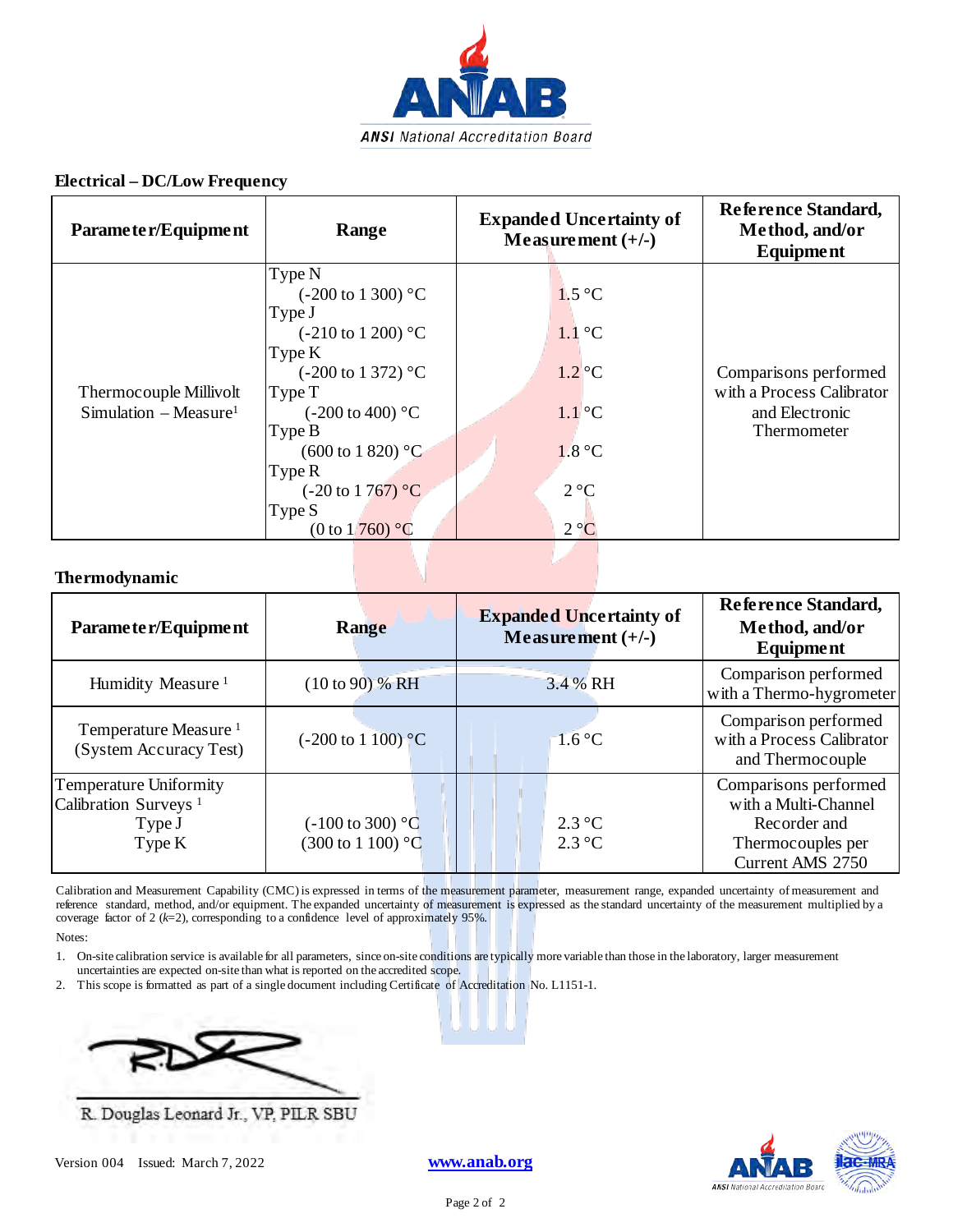## Electrical – DC/Low Frequency

| Parameter/Equipment | Range | Expanded Uncertainty of Measurement (+/-) | Reference Standard, Method, and/or Equipment |
|---|---|---|---|
| Thermocouple Millivolt Simulation – Measure[1] | Type N<br>(-200 to 1 300) °C<br>Type J<br>(-210 to 1 200) °C<br>Type K<br>(-200 to 1 372) °C<br>Type T<br>(-200 to 400) °C<br>Type B<br>(600 to 1 820) °C<br>Type R<br>(-20 to 1 767) °C<br>Type S<br>(0 to 1 760) °C | <br>1.5 °C<br><br>1.1 °C<br><br>1.2 °C<br><br>1.1 °C<br><br>1.8 °C<br><br>2 °C<br><br>2 °C | Comparisons performed with a Process Calibrator and Electronic Thermometer |

## Thermodynamic

| Parameter/Equipment | Range | Expanded Uncertainty of Measurement (+/-) | Reference Standard, Method, and/or Equipment |
|---|---|---|---|
| Humidity Measure [1] | (10 to 90) % RH | 3.4 % RH | Comparison performed with a Thermo-hygrometer |
| Temperature Measure [1]<br>(System Accuracy Test) | (-200 to 1 100) °C | 1.6 °C | Comparison performed with a Process Calibrator and Thermocouple |
| Temperature Uniformity Calibration Surveys [1]<br>Type J<br>Type K | <br><br>(-100 to 300) °C<br>(300 to 1 100) °C | <br><br>2.3 °C<br>2.3 °C | Comparisons performed with a Multi-Channel Recorder and Thermocouples per Current AMS 2750 |

Calibration and Measurement Capability (CMC) is expressed in terms of the measurement parameter, measurement range, expanded uncertainty of measurement and reference standard, method, and/or equipment. The expanded uncertainty of measurement is expressed as the standard uncertainty of the measurement multiplied by a coverage factor of 2 ($k$=2), corresponding to a confidence level of approximately 95%.

Notes:

1. On-site calibration service is available for all parameters, since on-site conditions are typically more variable than those in the laboratory, larger measurement uncertainties are expected on-site than what is reported on the accredited scope.
2. This scope is formatted as part of a single document including Certificate of Accreditation No. L1151-1.

R. Douglas Leonard Jr., VP, PILR SBU

Version 004 Issued: March 7, 2022

www.anab.org